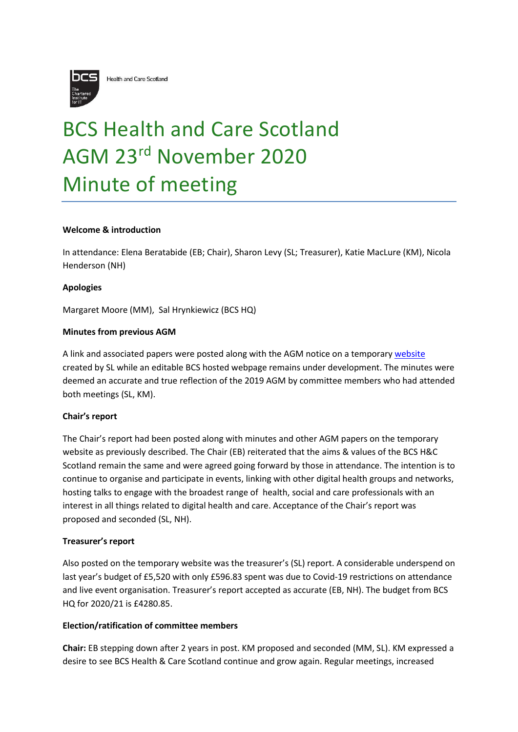Health and Care Scotland

# BCS Health and Care Scotland AGM 23rd November 2020 Minute of meeting

**Welcome & introduction**

In attendance: Elena Beratabide (EB; Chair), Sharon Levy (SL; Treasurer), Katie MacLure (KM), Nicola Henderson (NH)

**Apologies**

Margaret Moore (MM), Sal Hrynkiewicz (BCS HQ)

**Minutes from previous AGM**

A link and associated papers were posted along with the AGM notice on a temporary website created by SL while an editable BCS hosted webpage remains under development. The minutes were deemed an accurate and true reflection of the 2019 AGM by committee members who had attended both meetings (SL, KM).

**Chair's report**

The Chair's report had been posted along with minutes and other AGM papers on the temporary website as previously described. The Chair (EB) reiterated that the aims & values of the BCS H&C Scotland remain the same and were agreed going forward by those in attendance. The intention is to continue to organise and participate in events, linking with other digital health groups and networks, hosting talks to engage with the broadest range of health, social and care professionals with an interest in all things related to digital health and care. Acceptance of the Chair's report was proposed and seconded (SL, NH).

**Treasurer's report**

Also posted on the temporary website was the treasurer's (SL) report. A considerable underspend on last year's budget of £5,520 with only £596.83 spent was due to Covid-19 restrictions on attendance and live event organisation. Treasurer's report accepted as accurate (EB, NH). The budget from BCS HQ for 2020/21 is £4280.85.

**Election/ratification of committee members**

**Chair:** EB stepping down after 2 years in post. KM proposed and seconded (MM, SL). KM expressed a desire to see BCS Health & Care Scotland continue and grow again. Regular meetings, increased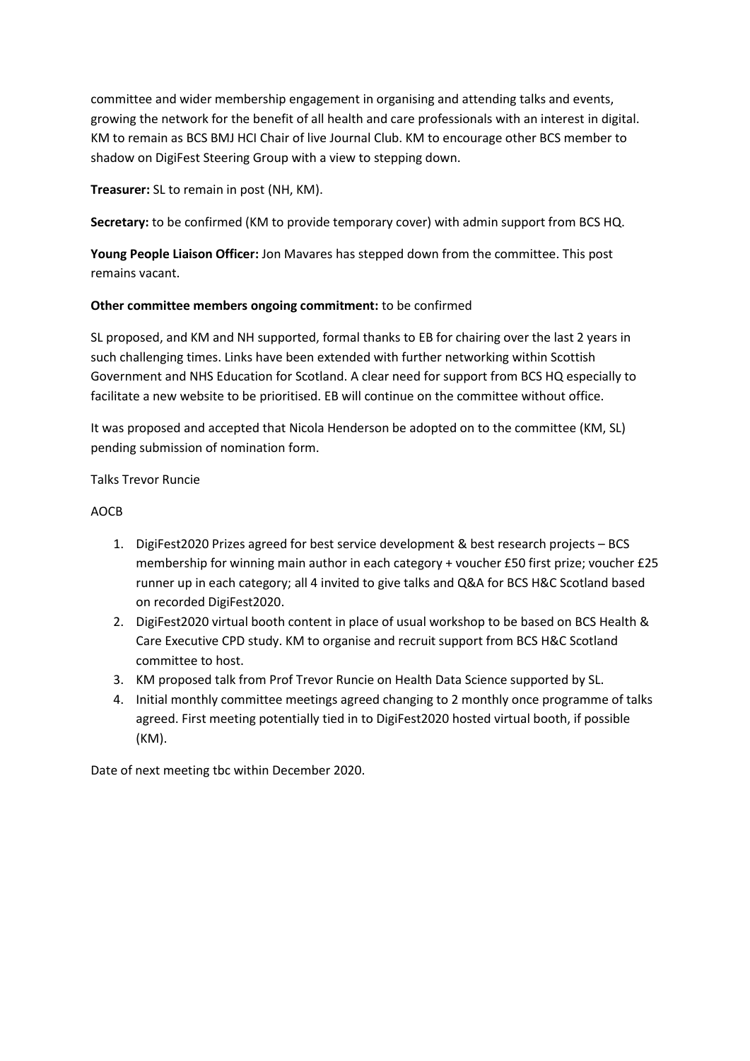committee and wider membership engagement in organising and attending talks and events, growing the network for the benefit of all health and care professionals with an interest in digital. KM to remain as BCS BMJ HCI Chair of live Journal Club. KM to encourage other BCS member to shadow on DigiFest Steering Group with a view to stepping down.

**Treasurer:** SL to remain in post (NH, KM).

**Secretary:** to be confirmed (KM to provide temporary cover) with admin support from BCS HQ.

**Young People Liaison Officer:** Jon Mavares has stepped down from the committee. This post remains vacant.

**Other committee members ongoing commitment:** to be confirmed

SL proposed, and KM and NH supported, formal thanks to EB for chairing over the last 2 years in such challenging times. Links have been extended with further networking within Scottish Government and NHS Education for Scotland. A clear need for support from BCS HQ especially to facilitate a new website to be prioritised. EB will continue on the committee without office.

It was proposed and accepted that Nicola Henderson be adopted on to the committee (KM, SL) pending submission of nomination form.

Talks Trevor Runcie

AOCB

1. DigiFest2020 Prizes agreed for best service development & best research projects – BCS membership for winning main author in each category + voucher £50 first prize; voucher £25 runner up in each category; all 4 invited to give talks and Q&A for BCS H&C Scotland based on recorded DigiFest2020.
2. DigiFest2020 virtual booth content in place of usual workshop to be based on BCS Health & Care Executive CPD study. KM to organise and recruit support from BCS H&C Scotland committee to host.
3. KM proposed talk from Prof Trevor Runcie on Health Data Science supported by SL.
4. Initial monthly committee meetings agreed changing to 2 monthly once programme of talks agreed. First meeting potentially tied in to DigiFest2020 hosted virtual booth, if possible (KM).

Date of next meeting tbc within December 2020.